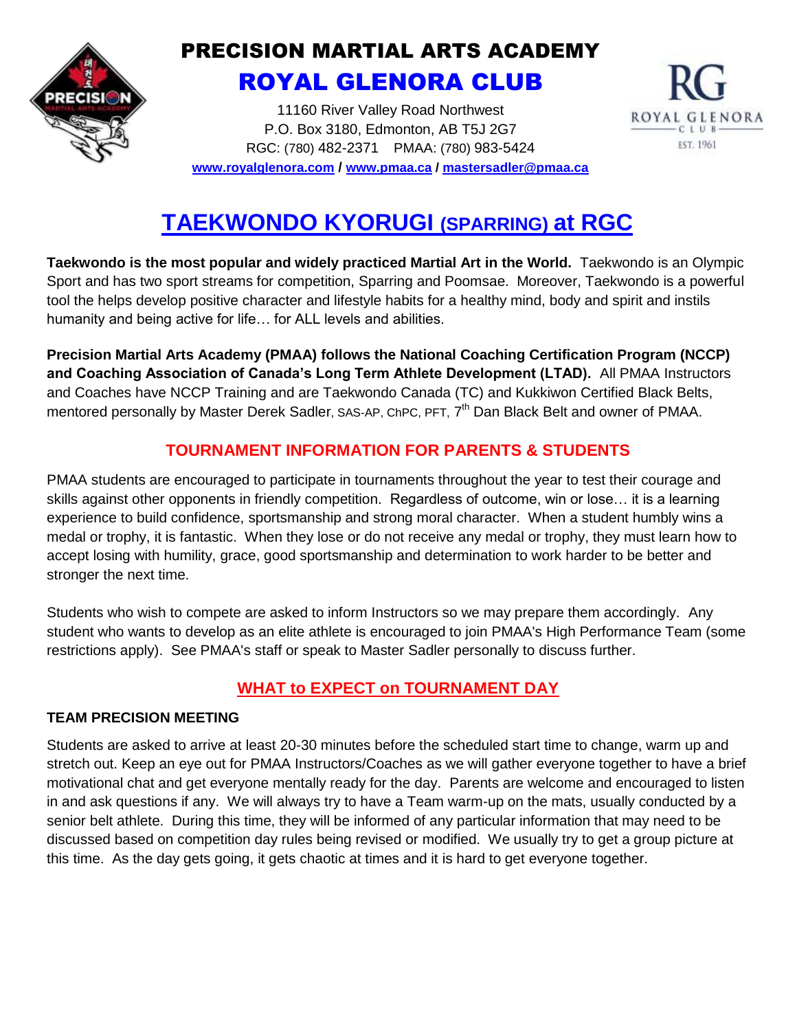# PRECISION MARTIAL ARTS ACADEMY

## ROYAL GLENORA CLUB

11160 River Valley Road Northwest
P.O. Box 3180, Edmonton, AB T5J 2G7
RGC: (780) 482-2371 PMAA: (780) 983-5424
www.royalglenora.com / www.pmaa.ca / mastersadler@pmaa.ca

# TAEKWONDO KYORUGI (SPARRING) at RGC

**Taekwondo is the most popular and widely practiced Martial Art in the World.** Taekwondo is an Olympic Sport and has two sport streams for competition, Sparring and Poomsae. Moreover, Taekwondo is a powerful tool the helps develop positive character and lifestyle habits for a healthy mind, body and spirit and instils humanity and being active for life… for ALL levels and abilities.

**Precision Martial Arts Academy (PMAA) follows the National Coaching Certification Program (NCCP) and Coaching Association of Canada's Long Term Athlete Development (LTAD).** All PMAA Instructors and Coaches have NCCP Training and are Taekwondo Canada (TC) and Kukkiwon Certified Black Belts, mentored personally by Master Derek Sadler, SAS-AP, ChPC, PFT, 7th Dan Black Belt and owner of PMAA.

## TOURNAMENT INFORMATION FOR PARENTS & STUDENTS

PMAA students are encouraged to participate in tournaments throughout the year to test their courage and skills against other opponents in friendly competition. Regardless of outcome, win or lose… it is a learning experience to build confidence, sportsmanship and strong moral character. When a student humbly wins a medal or trophy, it is fantastic. When they lose or do not receive any medal or trophy, they must learn how to accept losing with humility, grace, good sportsmanship and determination to work harder to be better and stronger the next time.

Students who wish to compete are asked to inform Instructors so we may prepare them accordingly. Any student who wants to develop as an elite athlete is encouraged to join PMAA's High Performance Team (some restrictions apply). See PMAA's staff or speak to Master Sadler personally to discuss further.

## WHAT to EXPECT on TOURNAMENT DAY

### TEAM PRECISION MEETING

Students are asked to arrive at least 20-30 minutes before the scheduled start time to change, warm up and stretch out. Keep an eye out for PMAA Instructors/Coaches as we will gather everyone together to have a brief motivational chat and get everyone mentally ready for the day. Parents are welcome and encouraged to listen in and ask questions if any. We will always try to have a Team warm-up on the mats, usually conducted by a senior belt athlete. During this time, they will be informed of any particular information that may need to be discussed based on competition day rules being revised or modified. We usually try to get a group picture at this time. As the day gets going, it gets chaotic at times and it is hard to get everyone together.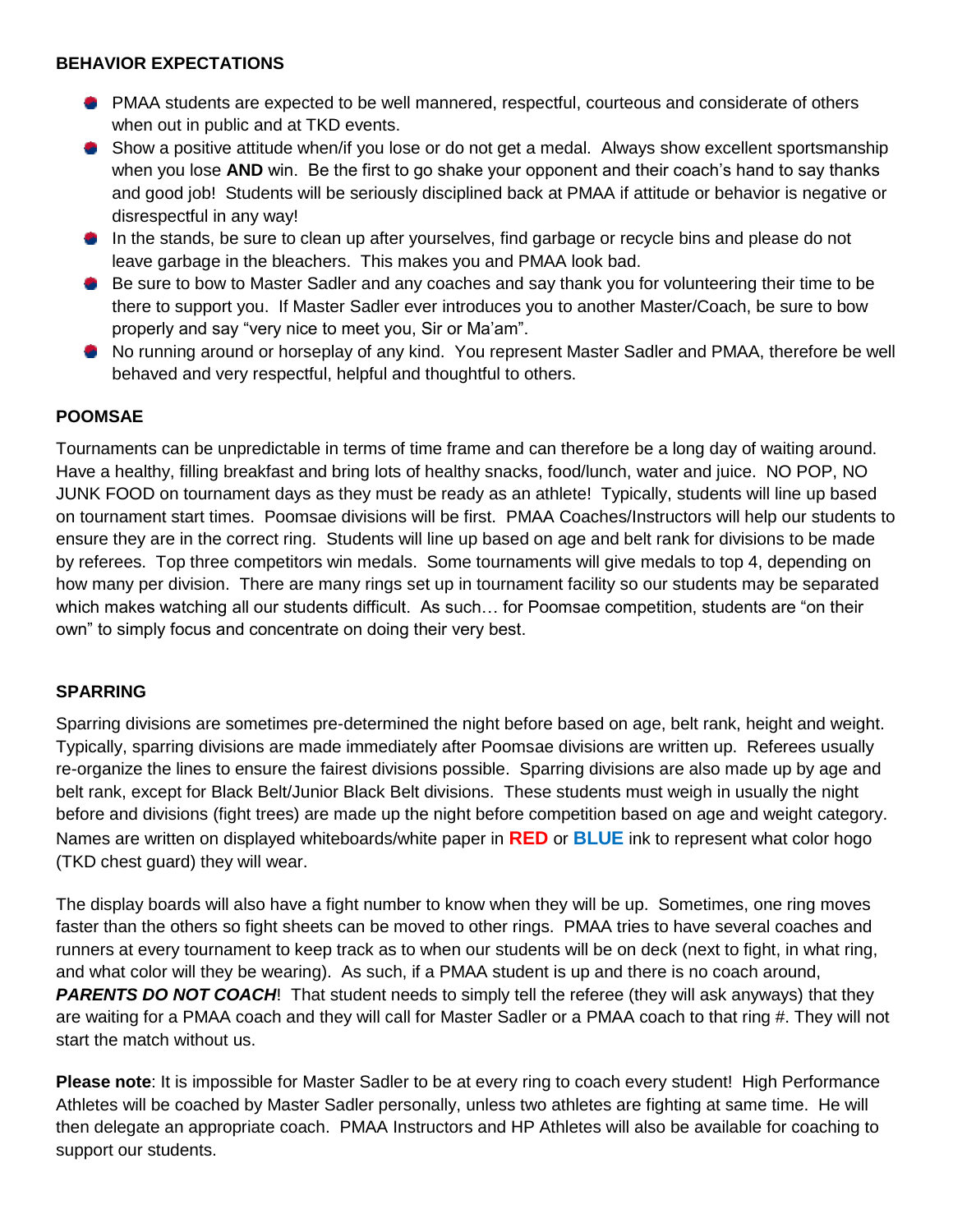**BEHAVIOR EXPECTATIONS**

- PMAA students are expected to be well mannered, respectful, courteous and considerate of others when out in public and at TKD events.
- Show a positive attitude when/if you lose or do not get a medal. Always show excellent sportsmanship when you lose **AND** win. Be the first to go shake your opponent and their coach's hand to say thanks and good job! Students will be seriously disciplined back at PMAA if attitude or behavior is negative or disrespectful in any way!
- In the stands, be sure to clean up after yourselves, find garbage or recycle bins and please do not leave garbage in the bleachers. This makes you and PMAA look bad.
- Be sure to bow to Master Sadler and any coaches and say thank you for volunteering their time to be there to support you. If Master Sadler ever introduces you to another Master/Coach, be sure to bow properly and say "very nice to meet you, Sir or Ma'am".
- No running around or horseplay of any kind. You represent Master Sadler and PMAA, therefore be well behaved and very respectful, helpful and thoughtful to others.

**POOMSAE**

Tournaments can be unpredictable in terms of time frame and can therefore be a long day of waiting around. Have a healthy, filling breakfast and bring lots of healthy snacks, food/lunch, water and juice. NO POP, NO JUNK FOOD on tournament days as they must be ready as an athlete! Typically, students will line up based on tournament start times. Poomsae divisions will be first. PMAA Coaches/Instructors will help our students to ensure they are in the correct ring. Students will line up based on age and belt rank for divisions to be made by referees. Top three competitors win medals. Some tournaments will give medals to top 4, depending on how many per division. There are many rings set up in tournament facility so our students may be separated which makes watching all our students difficult. As such… for Poomsae competition, students are "on their own" to simply focus and concentrate on doing their very best.

**SPARRING**

Sparring divisions are sometimes pre-determined the night before based on age, belt rank, height and weight. Typically, sparring divisions are made immediately after Poomsae divisions are written up. Referees usually re-organize the lines to ensure the fairest divisions possible. Sparring divisions are also made up by age and belt rank, except for Black Belt/Junior Black Belt divisions. These students must weigh in usually the night before and divisions (fight trees) are made up the night before competition based on age and weight category. Names are written on displayed whiteboards/white paper in **RED** or **BLUE** ink to represent what color hogo (TKD chest guard) they will wear.

The display boards will also have a fight number to know when they will be up. Sometimes, one ring moves faster than the others so fight sheets can be moved to other rings. PMAA tries to have several coaches and runners at every tournament to keep track as to when our students will be on deck (next to fight, in what ring, and what color will they be wearing). As such, if a PMAA student is up and there is no coach around, ***PARENTS DO NOT COACH***! That student needs to simply tell the referee (they will ask anyways) that they are waiting for a PMAA coach and they will call for Master Sadler or a PMAA coach to that ring #. They will not start the match without us.

**Please note**: It is impossible for Master Sadler to be at every ring to coach every student! High Performance Athletes will be coached by Master Sadler personally, unless two athletes are fighting at same time. He will then delegate an appropriate coach. PMAA Instructors and HP Athletes will also be available for coaching to support our students.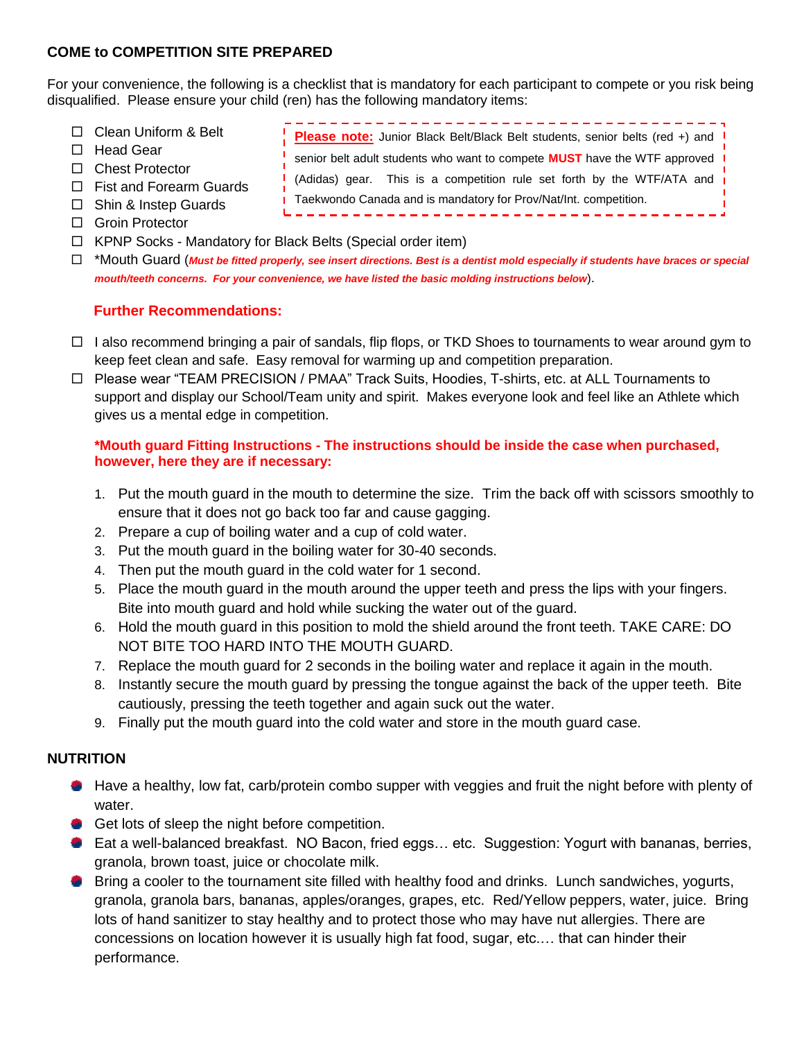**COME to COMPETITION SITE PREPARED**

For your convenience, the following is a checklist that is mandatory for each participant to compete or you risk being disqualified. Please ensure your child (ren) has the following mandatory items:

> **Please note:** Junior Black Belt/Black Belt students, senior belts (red +) and senior belt adult students who want to compete **MUST** have the WTF approved (Adidas) gear. This is a competition rule set forth by the WTF/ATA and Taekwondo Canada and is mandatory for Prov/Nat/Int. competition.

- ☐ Clean Uniform & Belt
- ☐ Head Gear
- ☐ Chest Protector
- ☐ Fist and Forearm Guards
- ☐ Shin & Instep Guards
- ☐ Groin Protector
- ☐ KPNP Socks - Mandatory for Black Belts (Special order item)
- ☐ *Mouth Guard (***Must be fitted properly, see insert directions. Best is a dentist mold especially if students have braces or special mouth/teeth concerns. For your convenience, we have listed the basic molding instructions below***).

**Further Recommendations:**

- ☐ I also recommend bringing a pair of sandals, flip flops, or TKD Shoes to tournaments to wear around gym to keep feet clean and safe. Easy removal for warming up and competition preparation.
- ☐ Please wear "TEAM PRECISION / PMAA" Track Suits, Hoodies, T-shirts, etc. at ALL Tournaments to support and display our School/Team unity and spirit. Makes everyone look and feel like an Athlete which gives us a mental edge in competition.

**\*Mouth guard Fitting Instructions - The instructions should be inside the case when purchased, however, here they are if necessary:**

1. Put the mouth guard in the mouth to determine the size. Trim the back off with scissors smoothly to ensure that it does not go back too far and cause gagging.
2. Prepare a cup of boiling water and a cup of cold water.
3. Put the mouth guard in the boiling water for 30-40 seconds.
4. Then put the mouth guard in the cold water for 1 second.
5. Place the mouth guard in the mouth around the upper teeth and press the lips with your fingers. Bite into mouth guard and hold while sucking the water out of the guard.
6. Hold the mouth guard in this position to mold the shield around the front teeth. TAKE CARE: DO NOT BITE TOO HARD INTO THE MOUTH GUARD.
7. Replace the mouth guard for 2 seconds in the boiling water and replace it again in the mouth.
8. Instantly secure the mouth guard by pressing the tongue against the back of the upper teeth. Bite cautiously, pressing the teeth together and again suck out the water.
9. Finally put the mouth guard into the cold water and store in the mouth guard case.

**NUTRITION**

- Have a healthy, low fat, carb/protein combo supper with veggies and fruit the night before with plenty of water.
- Get lots of sleep the night before competition.
- Eat a well-balanced breakfast. NO Bacon, fried eggs… etc. Suggestion: Yogurt with bananas, berries, granola, brown toast, juice or chocolate milk.
- Bring a cooler to the tournament site filled with healthy food and drinks. Lunch sandwiches, yogurts, granola, granola bars, bananas, apples/oranges, grapes, etc. Red/Yellow peppers, water, juice. Bring lots of hand sanitizer to stay healthy and to protect those who may have nut allergies. There are concessions on location however it is usually high fat food, sugar, etc.… that can hinder their performance.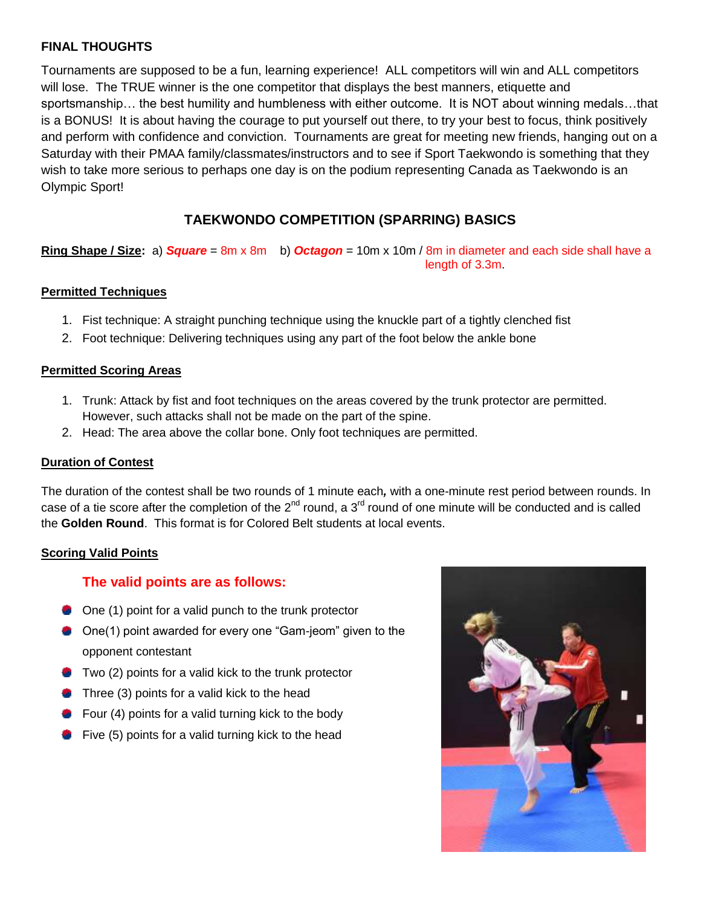**FINAL THOUGHTS**

Tournaments are supposed to be a fun, learning experience! ALL competitors will win and ALL competitors will lose. The TRUE winner is the one competitor that displays the best manners, etiquette and sportsmanship… the best humility and humbleness with either outcome. It is NOT about winning medals…that is a BONUS! It is about having the courage to put yourself out there, to try your best to focus, think positively and perform with confidence and conviction. Tournaments are great for meeting new friends, hanging out on a Saturday with their PMAA family/classmates/instructors and to see if Sport Taekwondo is something that they wish to take more serious to perhaps one day is on the podium representing Canada as Taekwondo is an Olympic Sport!

## TAEKWONDO COMPETITION (SPARRING) BASICS

**Ring Shape / Size:** a) ***Square*** = 8m x 8m b) ***Octagon*** = 10m x 10m / 8m in diameter and each side shall have a length of 3.3m.

**Permitted Techniques**

1. Fist technique: A straight punching technique using the knuckle part of a tightly clenched fist
2. Foot technique: Delivering techniques using any part of the foot below the ankle bone

**Permitted Scoring Areas**

1. Trunk: Attack by fist and foot techniques on the areas covered by the trunk protector are permitted. However, such attacks shall not be made on the part of the spine.
2. Head: The area above the collar bone. Only foot techniques are permitted.

**Duration of Contest**

The duration of the contest shall be two rounds of 1 minute each, with a one-minute rest period between rounds. In case of a tie score after the completion of the 2nd round, a 3rd round of one minute will be conducted and is called the **Golden Round**. This format is for Colored Belt students at local events.

**Scoring Valid Points**

### The valid points are as follows:

- One (1) point for a valid punch to the trunk protector
- One(1) point awarded for every one "Gam-jeom" given to the opponent contestant
- Two (2) points for a valid kick to the trunk protector
- Three (3) points for a valid kick to the head
- Four (4) points for a valid turning kick to the body
- Five (5) points for a valid turning kick to the head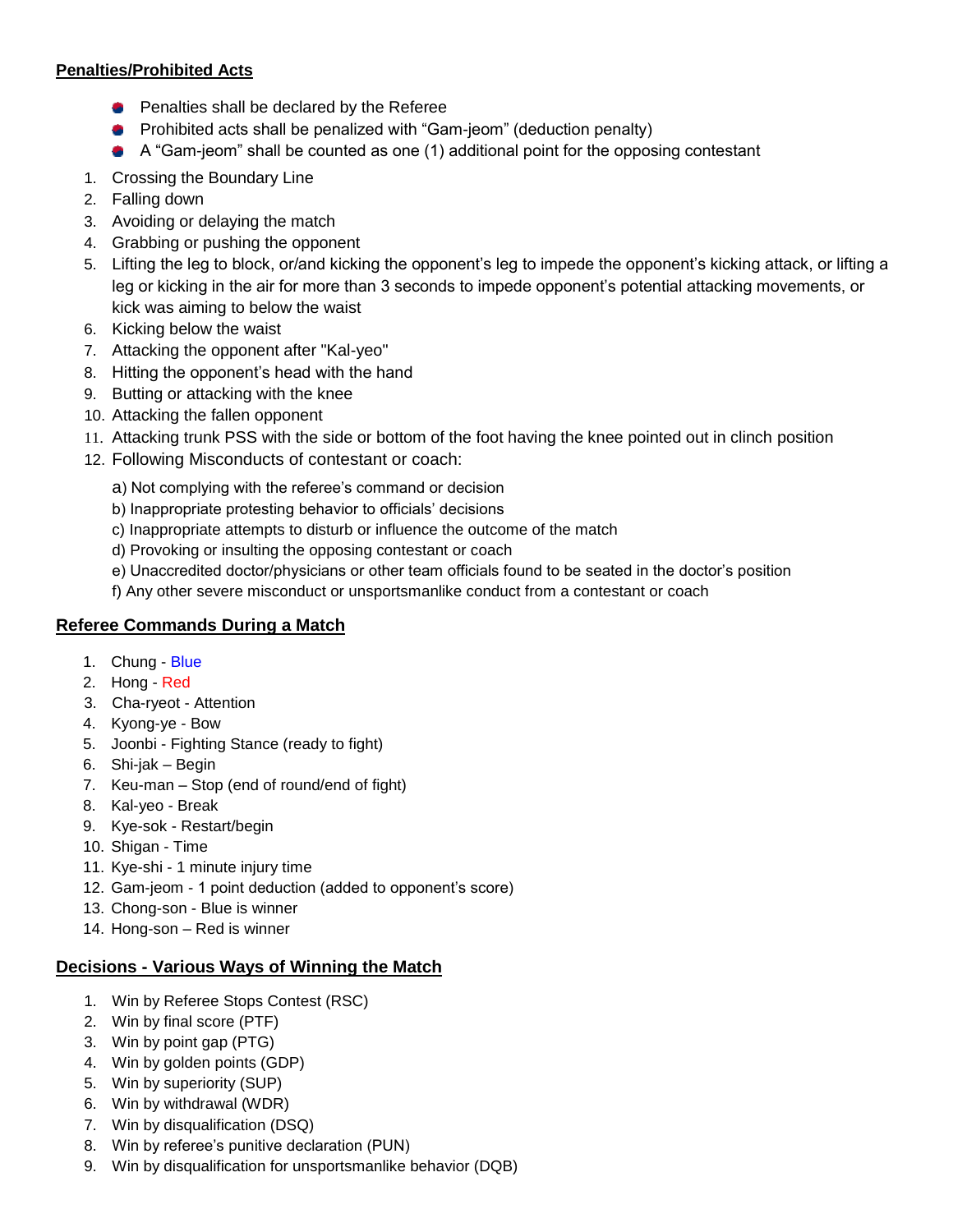**Penalties/Prohibited Acts**

- Penalties shall be declared by the Referee
- Prohibited acts shall be penalized with "Gam-jeom" (deduction penalty)
- A "Gam-jeom" shall be counted as one (1) additional point for the opposing contestant

1. Crossing the Boundary Line
2. Falling down
3. Avoiding or delaying the match
4. Grabbing or pushing the opponent
5. Lifting the leg to block, or/and kicking the opponent's leg to impede the opponent's kicking attack, or lifting a leg or kicking in the air for more than 3 seconds to impede opponent's potential attacking movements, or kick was aiming to below the waist
6. Kicking below the waist
7. Attacking the opponent after "Kal-yeo"
8. Hitting the opponent's head with the hand
9. Butting or attacking with the knee
10. Attacking the fallen opponent
11. Attacking trunk PSS with the side or bottom of the foot having the knee pointed out in clinch position
12. Following Misconducts of contestant or coach:
    a) Not complying with the referee's command or decision
    b) Inappropriate protesting behavior to officials' decisions
    c) Inappropriate attempts to disturb or influence the outcome of the match
    d) Provoking or insulting the opposing contestant or coach
    e) Unaccredited doctor/physicians or other team officials found to be seated in the doctor's position
    f) Any other severe misconduct or unsportsmanlike conduct from a contestant or coach

**Referee Commands During a Match**

1. Chung - Blue
2. Hong - Red
3. Cha-ryeot - Attention
4. Kyong-ye - Bow
5. Joonbi - Fighting Stance (ready to fight)
6. Shi-jak – Begin
7. Keu-man – Stop (end of round/end of fight)
8. Kal-yeo - Break
9. Kye-sok - Restart/begin
10. Shigan - Time
11. Kye-shi - 1 minute injury time
12. Gam-jeom - 1 point deduction (added to opponent's score)
13. Chong-son - Blue is winner
14. Hong-son – Red is winner

**Decisions - Various Ways of Winning the Match**

1. Win by Referee Stops Contest (RSC)
2. Win by final score (PTF)
3. Win by point gap (PTG)
4. Win by golden points (GDP)
5. Win by superiority (SUP)
6. Win by withdrawal (WDR)
7. Win by disqualification (DSQ)
8. Win by referee's punitive declaration (PUN)
9. Win by disqualification for unsportsmanlike behavior (DQB)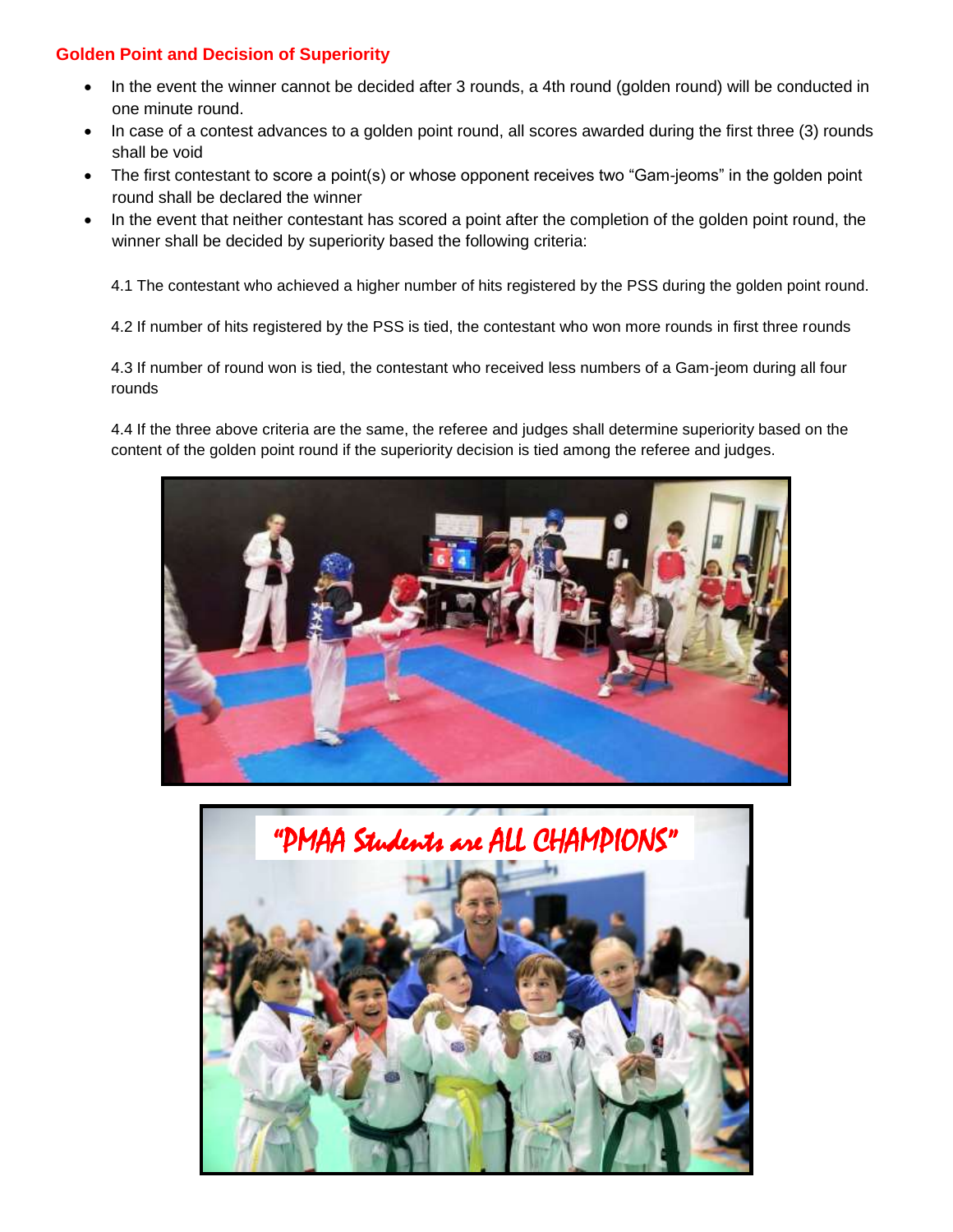## Golden Point and Decision of Superiority

- In the event the winner cannot be decided after 3 rounds, a 4th round (golden round) will be conducted in one minute round.
- In case of a contest advances to a golden point round, all scores awarded during the first three (3) rounds shall be void
- The first contestant to score a point(s) or whose opponent receives two "Gam-jeoms" in the golden point round shall be declared the winner
- In the event that neither contestant has scored a point after the completion of the golden point round, the winner shall be decided by superiority based the following criteria:

4.1 The contestant who achieved a higher number of hits registered by the PSS during the golden point round.

4.2 If number of hits registered by the PSS is tied, the contestant who won more rounds in first three rounds

4.3 If number of round won is tied, the contestant who received less numbers of a Gam-jeom during all four rounds

4.4 If the three above criteria are the same, the referee and judges shall determine superiority based on the content of the golden point round if the superiority decision is tied among the referee and judges.

"PMAA Students are ALL CHAMPIONS"